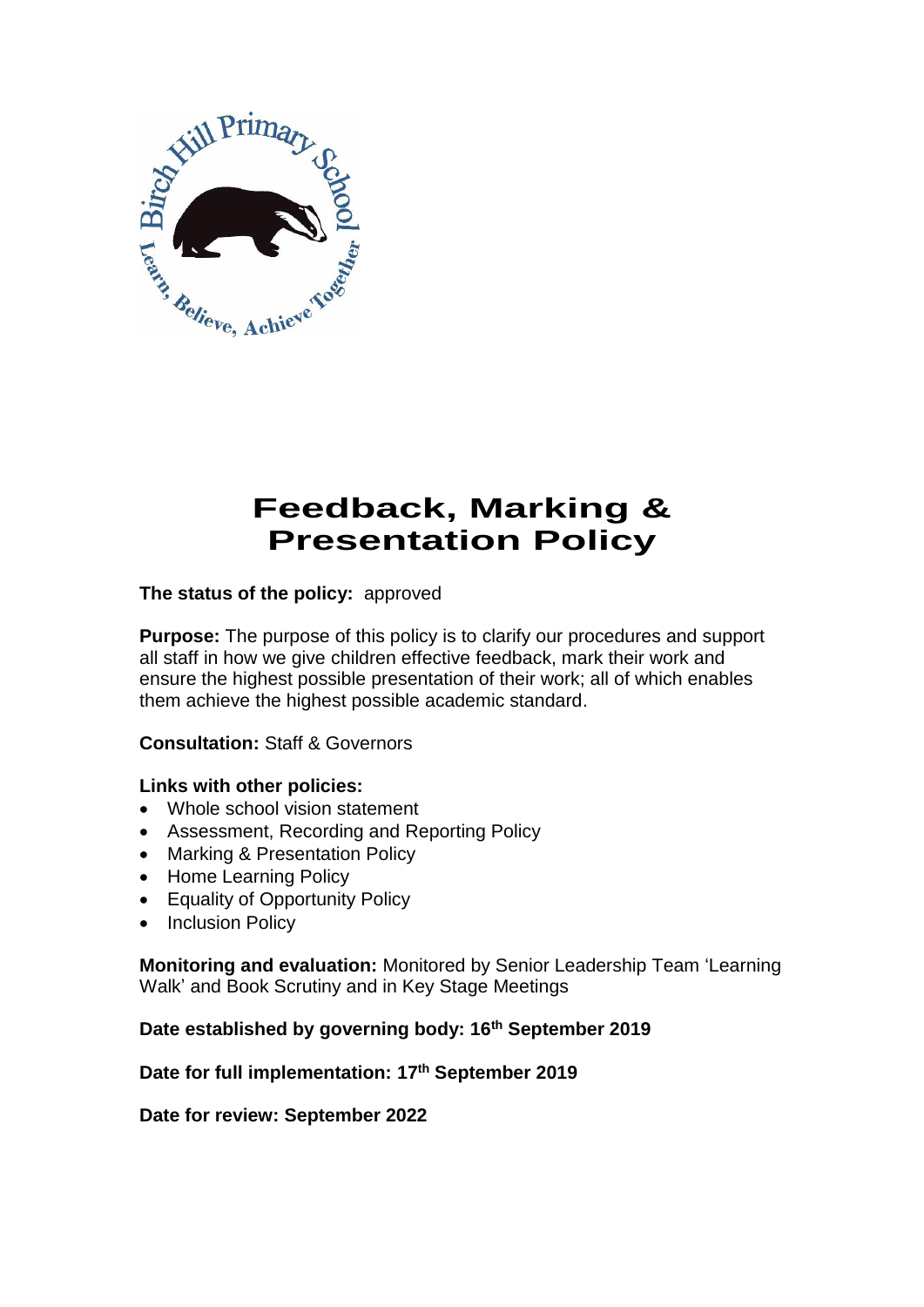# Feedback, Marking & Presentation Policy

**The status of the policy:** approved

**Purpose:** The purpose of this policy is to clarify our procedures and support all staff in how we give children effective feedback, mark their work and ensure the highest possible presentation of their work; all of which enables them achieve the highest possible academic standard.

**Consultation:** Staff & Governors

**Links with other policies:**

- Whole school vision statement
- Assessment, Recording and Reporting Policy
- Marking & Presentation Policy
- Home Learning Policy
- Equality of Opportunity Policy
- Inclusion Policy

**Monitoring and evaluation:** Monitored by Senior Leadership Team 'Learning Walk' and Book Scrutiny and in Key Stage Meetings

**Date established by governing body: 16th September 2019**

**Date for full implementation: 17th September 2019**

**Date for review: September 2022**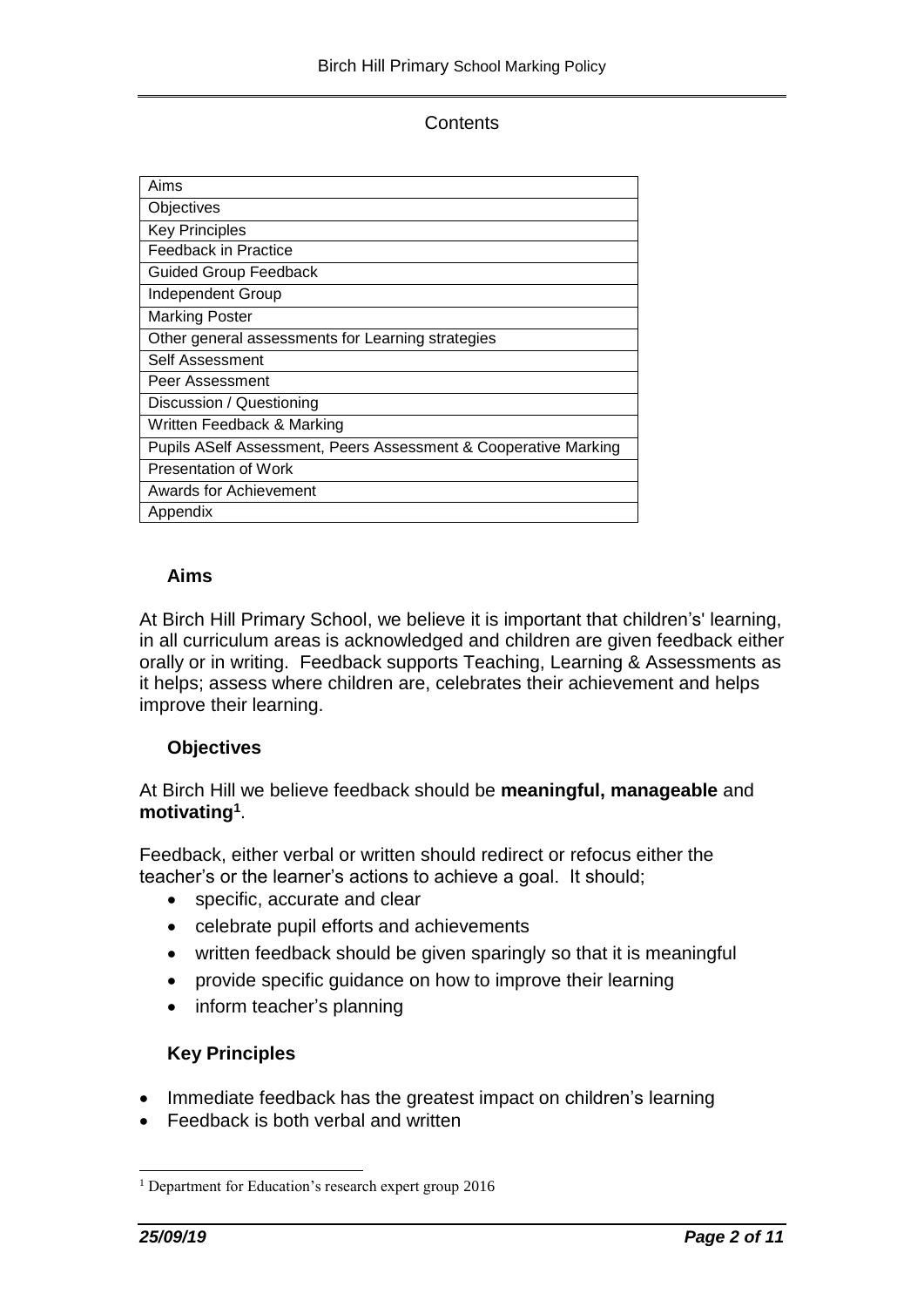## Contents

| Aims |
|---|
| Objectives |
| Key Principles |
| Feedback in Practice |
| Guided Group Feedback |
| Independent Group |
| Marking Poster |
| Other general assessments for Learning strategies |
| Self Assessment |
| Peer Assessment |
| Discussion / Questioning |
| Written Feedback & Marking |
| Pupils ASelf Assessment, Peers Assessment & Cooperative Marking |
| Presentation of Work |
| Awards for Achievement |
| Appendix |

### Aims

At Birch Hill Primary School, we believe it is important that children's' learning, in all curriculum areas is acknowledged and children are given feedback either orally or in writing. Feedback supports Teaching, Learning & Assessments as it helps; assess where children are, celebrates their achievement and helps improve their learning.

### Objectives

At Birch Hill we believe feedback should be **meaningful, manageable** and **motivating**[1].

Feedback, either verbal or written should redirect or refocus either the teacher's or the learner's actions to achieve a goal. It should;

- specific, accurate and clear
- celebrate pupil efforts and achievements
- written feedback should be given sparingly so that it is meaningful
- provide specific guidance on how to improve their learning
- inform teacher's planning

### Key Principles

- Immediate feedback has the greatest impact on children's learning
- Feedback is both verbal and written

[1] Department for Education's research expert group 2016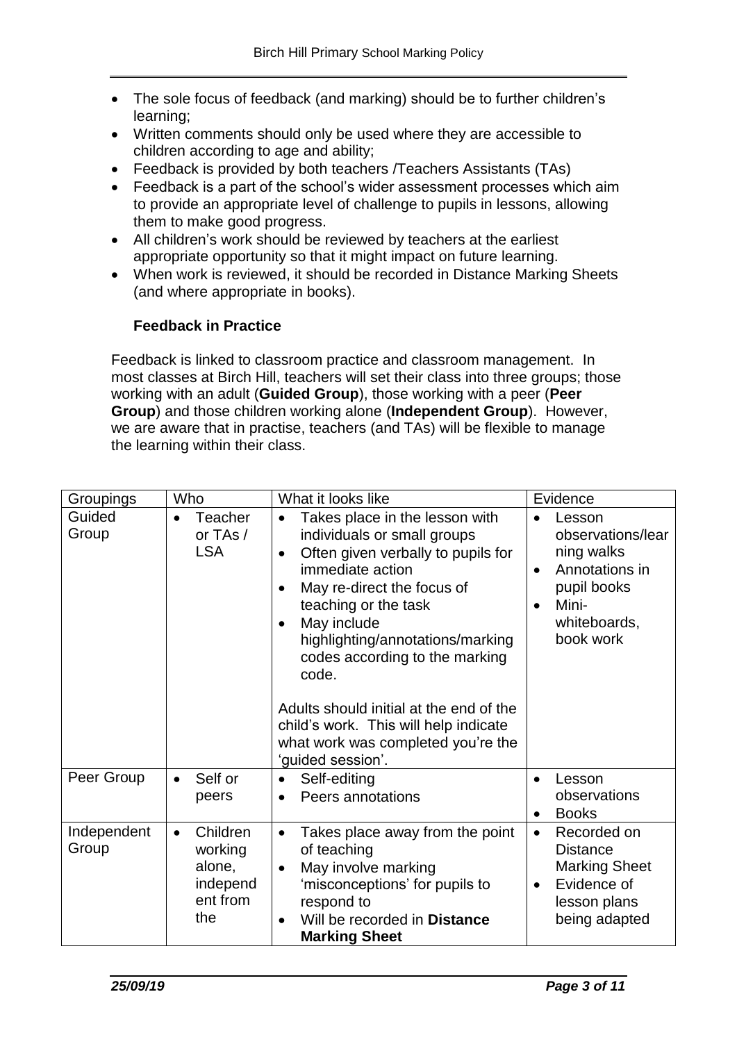- The sole focus of feedback (and marking) should be to further children's learning;
- Written comments should only be used where they are accessible to children according to age and ability;
- Feedback is provided by both teachers /Teachers Assistants (TAs)
- Feedback is a part of the school's wider assessment processes which aim to provide an appropriate level of challenge to pupils in lessons, allowing them to make good progress.
- All children's work should be reviewed by teachers at the earliest appropriate opportunity so that it might impact on future learning.
- When work is reviewed, it should be recorded in Distance Marking Sheets (and where appropriate in books).

### Feedback in Practice

Feedback is linked to classroom practice and classroom management. In most classes at Birch Hill, teachers will set their class into three groups; those working with an adult (**Guided Group**), those working with a peer (**Peer Group**) and those children working alone (**Independent Group**). However, we are aware that in practise, teachers (and TAs) will be flexible to manage the learning within their class.

| Groupings | Who | What it looks like | Evidence |
|---|---|---|---|
| Guided Group | • Teacher or TAs / LSA | • Takes place in the lesson with individuals or small groups<br>• Often given verbally to pupils for immediate action<br>• May re-direct the focus of teaching or the task<br>• May include highlighting/annotations/marking codes according to the marking code.<br><br>Adults should initial at the end of the child's work. This will help indicate what work was completed you're the 'guided session'. | • Lesson observations/learning walks<br>• Annotations in pupil books<br>• Mini-whiteboards, book work |
| Peer Group | • Self or peers | • Self-editing<br>• Peers annotations | • Lesson observations<br>• Books |
| Independent Group | • Children working alone, independent from the | • Takes place away from the point of teaching<br>• May involve marking 'misconceptions' for pupils to respond to<br>• Will be recorded in **Distance Marking Sheet** | • Recorded on Distance Marking Sheet<br>• Evidence of lesson plans being adapted |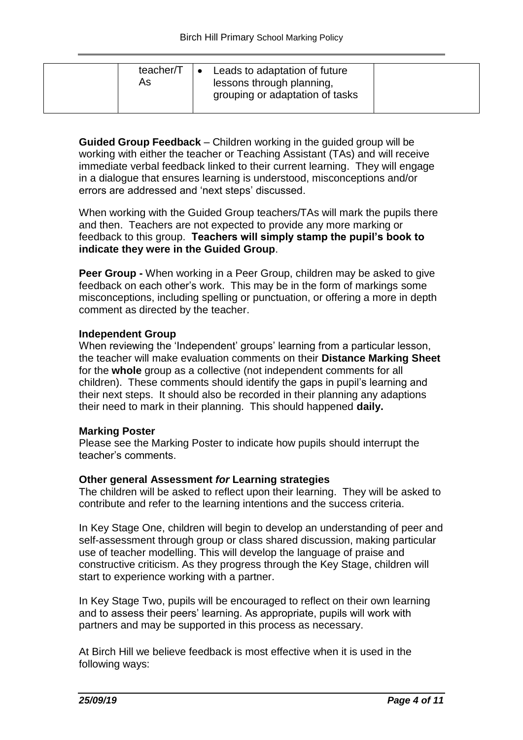|  | teacher/TAs | • Leads to adaptation of future lessons through planning, grouping or adaptation of tasks |  |
| --- | --- | --- | --- |

**Guided Group Feedback** – Children working in the guided group will be working with either the teacher or Teaching Assistant (TAs) and will receive immediate verbal feedback linked to their current learning. They will engage in a dialogue that ensures learning is understood, misconceptions and/or errors are addressed and 'next steps' discussed.

When working with the Guided Group teachers/TAs will mark the pupils there and then. Teachers are not expected to provide any more marking or feedback to this group. **Teachers will simply stamp the pupil's book to indicate they were in the Guided Group**.

**Peer Group -** When working in a Peer Group, children may be asked to give feedback on each other's work. This may be in the form of markings some misconceptions, including spelling or punctuation, or offering a more in depth comment as directed by the teacher.

**Independent Group**

When reviewing the 'Independent' groups' learning from a particular lesson, the teacher will make evaluation comments on their **Distance Marking Sheet** for the **whole** group as a collective (not independent comments for all children). These comments should identify the gaps in pupil's learning and their next steps. It should also be recorded in their planning any adaptions their need to mark in their planning. This should happened **daily.**

**Marking Poster**

Please see the Marking Poster to indicate how pupils should interrupt the teacher's comments.

**Other general Assessment *for* Learning strategies**

The children will be asked to reflect upon their learning. They will be asked to contribute and refer to the learning intentions and the success criteria.

In Key Stage One, children will begin to develop an understanding of peer and self-assessment through group or class shared discussion, making particular use of teacher modelling. This will develop the language of praise and constructive criticism. As they progress through the Key Stage, children will start to experience working with a partner.

In Key Stage Two, pupils will be encouraged to reflect on their own learning and to assess their peers' learning. As appropriate, pupils will work with partners and may be supported in this process as necessary.

At Birch Hill we believe feedback is most effective when it is used in the following ways: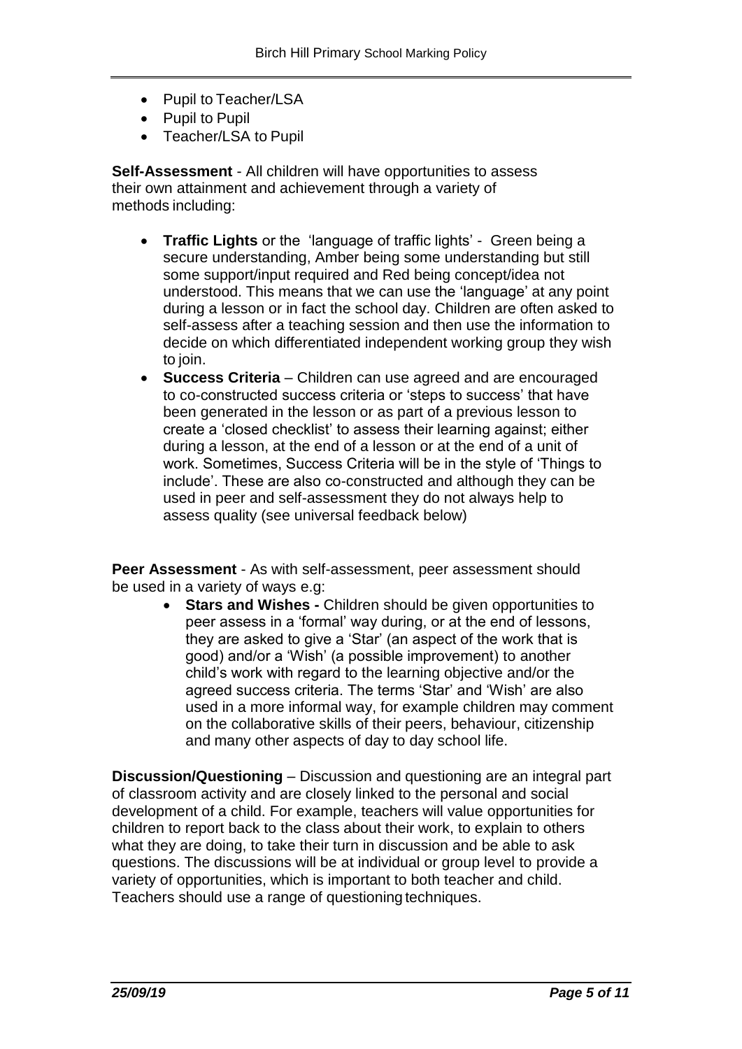- Pupil to Teacher/LSA
- Pupil to Pupil
- Teacher/LSA to Pupil

**Self-Assessment** - All children will have opportunities to assess their own attainment and achievement through a variety of methods including:

- **Traffic Lights** or the 'language of traffic lights' - Green being a secure understanding, Amber being some understanding but still some support/input required and Red being concept/idea not understood. This means that we can use the 'language' at any point during a lesson or in fact the school day. Children are often asked to self-assess after a teaching session and then use the information to decide on which differentiated independent working group they wish to join.
- **Success Criteria** – Children can use agreed and are encouraged to co-constructed success criteria or 'steps to success' that have been generated in the lesson or as part of a previous lesson to create a 'closed checklist' to assess their learning against; either during a lesson, at the end of a lesson or at the end of a unit of work. Sometimes, Success Criteria will be in the style of 'Things to include'. These are also co-constructed and although they can be used in peer and self-assessment they do not always help to assess quality (see universal feedback below)

**Peer Assessment** - As with self-assessment, peer assessment should be used in a variety of ways e.g:

- **Stars and Wishes -** Children should be given opportunities to peer assess in a 'formal' way during, or at the end of lessons, they are asked to give a 'Star' (an aspect of the work that is good) and/or a 'Wish' (a possible improvement) to another child's work with regard to the learning objective and/or the agreed success criteria. The terms 'Star' and 'Wish' are also used in a more informal way, for example children may comment on the collaborative skills of their peers, behaviour, citizenship and many other aspects of day to day school life.

**Discussion/Questioning** – Discussion and questioning are an integral part of classroom activity and are closely linked to the personal and social development of a child. For example, teachers will value opportunities for children to report back to the class about their work, to explain to others what they are doing, to take their turn in discussion and be able to ask questions. The discussions will be at individual or group level to provide a variety of opportunities, which is important to both teacher and child. Teachers should use a range of questioning techniques.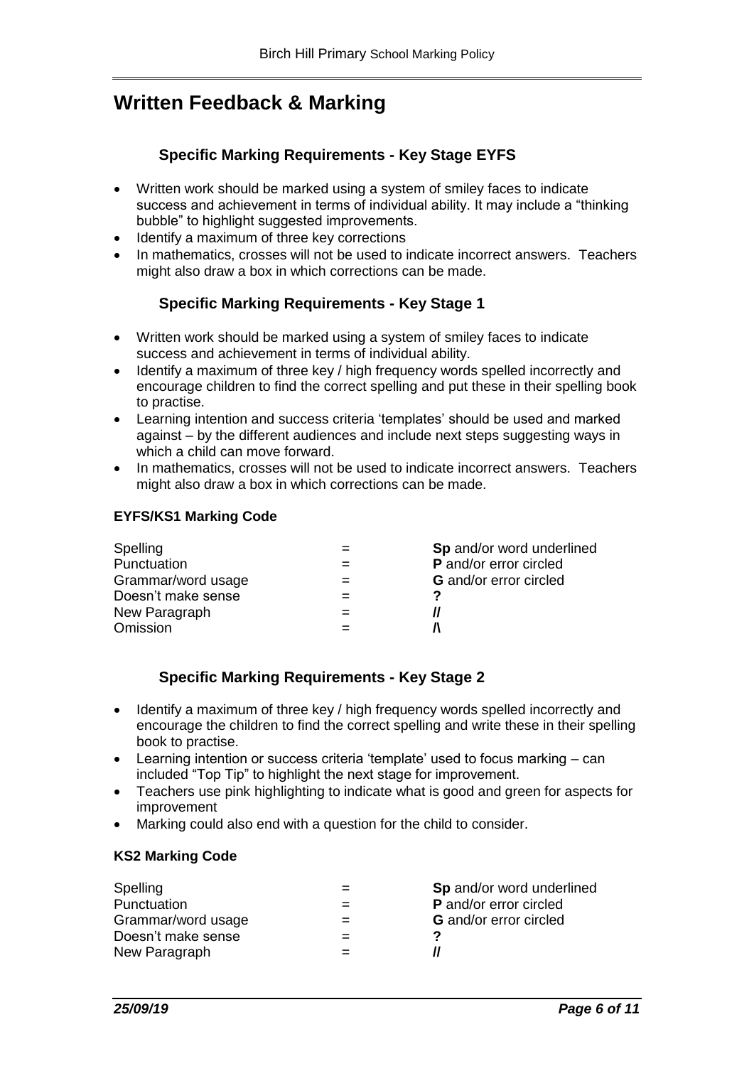# Written Feedback & Marking

## Specific Marking Requirements - Key Stage EYFS

- Written work should be marked using a system of smiley faces to indicate success and achievement in terms of individual ability. It may include a "thinking bubble" to highlight suggested improvements.
- Identify a maximum of three key corrections
- In mathematics, crosses will not be used to indicate incorrect answers. Teachers might also draw a box in which corrections can be made.

## Specific Marking Requirements - Key Stage 1

- Written work should be marked using a system of smiley faces to indicate success and achievement in terms of individual ability.
- Identify a maximum of three key / high frequency words spelled incorrectly and encourage children to find the correct spelling and put these in their spelling book to practise.
- Learning intention and success criteria 'templates' should be used and marked against – by the different audiences and include next steps suggesting ways in which a child can move forward.
- In mathematics, crosses will not be used to indicate incorrect answers. Teachers might also draw a box in which corrections can be made.

**EYFS/KS1 Marking Code**

| | | |
|---|---|---|
| Spelling | = | **Sp** and/or word underlined |
| Punctuation | = | **P** and/or error circled |
| Grammar/word usage | = | **G** and/or error circled |
| Doesn't make sense | = | **?** |
| New Paragraph | = | **//** |
| Omission | = | **/\\** |

## Specific Marking Requirements - Key Stage 2

- Identify a maximum of three key / high frequency words spelled incorrectly and encourage the children to find the correct spelling and write these in their spelling book to practise.
- Learning intention or success criteria 'template' used to focus marking – can included "Top Tip" to highlight the next stage for improvement.
- Teachers use pink highlighting to indicate what is good and green for aspects for improvement
- Marking could also end with a question for the child to consider.

**KS2 Marking Code**

| | | |
|---|---|---|
| Spelling | = | **Sp** and/or word underlined |
| Punctuation | = | **P** and/or error circled |
| Grammar/word usage | = | **G** and/or error circled |
| Doesn't make sense | = | **?** |
| New Paragraph | = | **//** |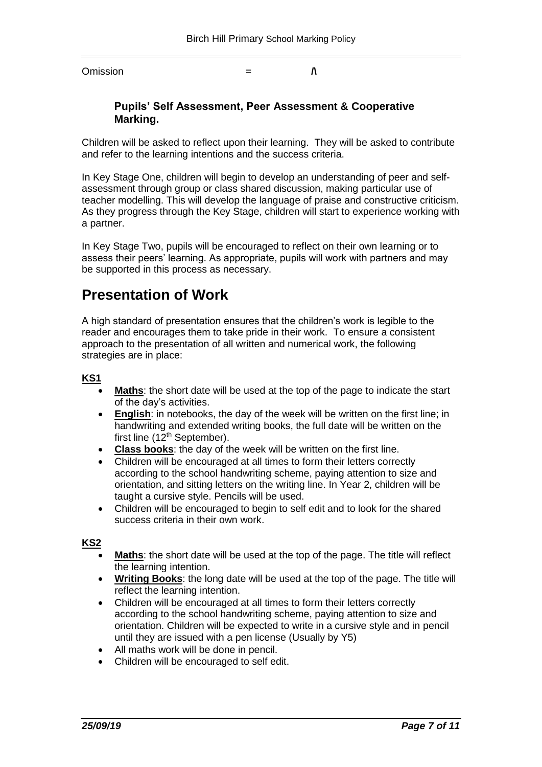Omission = /\

### Pupils' Self Assessment, Peer Assessment & Cooperative Marking.

Children will be asked to reflect upon their learning. They will be asked to contribute and refer to the learning intentions and the success criteria.

In Key Stage One, children will begin to develop an understanding of peer and self-assessment through group or class shared discussion, making particular use of teacher modelling. This will develop the language of praise and constructive criticism. As they progress through the Key Stage, children will start to experience working with a partner.

In Key Stage Two, pupils will be encouraged to reflect on their own learning or to assess their peers' learning. As appropriate, pupils will work with partners and may be supported in this process as necessary.

# Presentation of Work

A high standard of presentation ensures that the children's work is legible to the reader and encourages them to take pride in their work. To ensure a consistent approach to the presentation of all written and numerical work, the following strategies are in place:

**KS1**

- **Maths**: the short date will be used at the top of the page to indicate the start of the day's activities.
- **English**: in notebooks, the day of the week will be written on the first line; in handwriting and extended writing books, the full date will be written on the first line (12th September).
- **Class books**: the day of the week will be written on the first line.
- Children will be encouraged at all times to form their letters correctly according to the school handwriting scheme, paying attention to size and orientation, and sitting letters on the writing line. In Year 2, children will be taught a cursive style. Pencils will be used.
- Children will be encouraged to begin to self edit and to look for the shared success criteria in their own work.

**KS2**

- **Maths**: the short date will be used at the top of the page. The title will reflect the learning intention.
- **Writing Books**: the long date will be used at the top of the page. The title will reflect the learning intention.
- Children will be encouraged at all times to form their letters correctly according to the school handwriting scheme, paying attention to size and orientation. Children will be expected to write in a cursive style and in pencil until they are issued with a pen license (Usually by Y5)
- All maths work will be done in pencil.
- Children will be encouraged to self edit.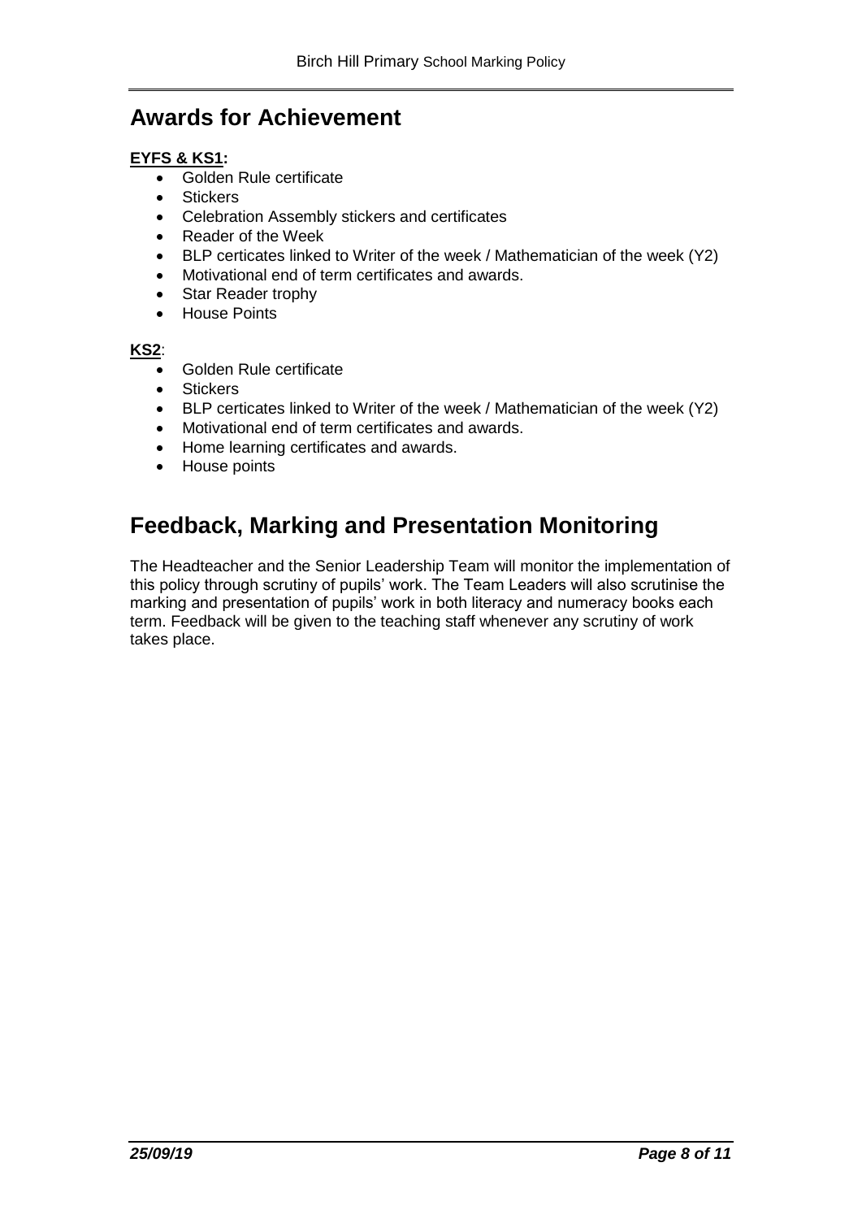## Awards for Achievement

**EYFS & KS1:**

- Golden Rule certificate
- Stickers
- Celebration Assembly stickers and certificates
- Reader of the Week
- BLP certicates linked to Writer of the week / Mathematician of the week (Y2)
- Motivational end of term certificates and awards.
- Star Reader trophy
- House Points

**KS2**:

- Golden Rule certificate
- Stickers
- BLP certicates linked to Writer of the week / Mathematician of the week (Y2)
- Motivational end of term certificates and awards.
- Home learning certificates and awards.
- House points

## Feedback, Marking and Presentation Monitoring

The Headteacher and the Senior Leadership Team will monitor the implementation of this policy through scrutiny of pupils' work. The Team Leaders will also scrutinise the marking and presentation of pupils' work in both literacy and numeracy books each term. Feedback will be given to the teaching staff whenever any scrutiny of work takes place.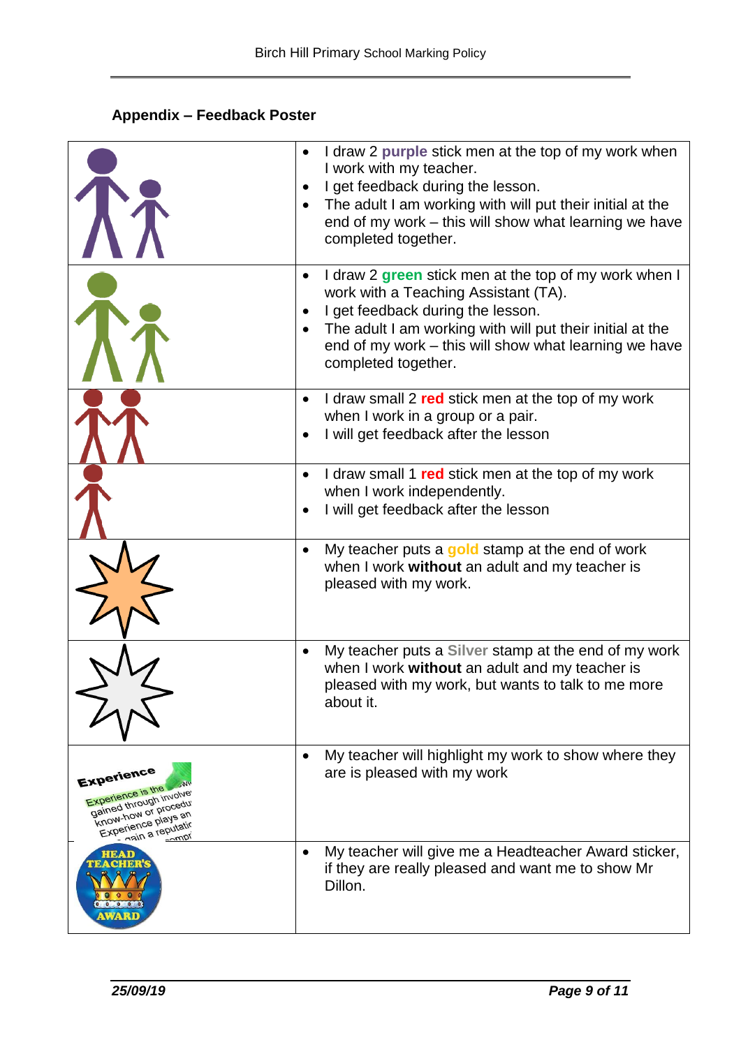## Appendix – Feedback Poster

| | |
|---|---|
| | • I draw 2 **purple** stick men at the top of my work when I work with my teacher.<br>• I get feedback during the lesson.<br>• The adult I am working with will put their initial at the end of my work – this will show what learning we have completed together. |
| | • I draw 2 **green** stick men at the top of my work when I work with a Teaching Assistant (TA).<br>• I get feedback during the lesson.<br>• The adult I am working with will put their initial at the end of my work – this will show what learning we have completed together. |
| | • I draw small 2 **red** stick men at the top of my work when I work in a group or a pair.<br>• I will get feedback after the lesson |
| | • I draw small 1 **red** stick men at the top of my work when I work independently.<br>• I will get feedback after the lesson |
| | • My teacher puts a **gold** stamp at the end of work when I work **without** an adult and my teacher is pleased with my work. |
| | • My teacher puts a **Silver** stamp at the end of my work when I work **without** an adult and my teacher is pleased with my work, but wants to talk to me more about it. |
| | • My teacher will highlight my work to show where they are is pleased with my work |
| | • My teacher will give me a Headteacher Award sticker, if they are really pleased and want me to show Mr Dillon. |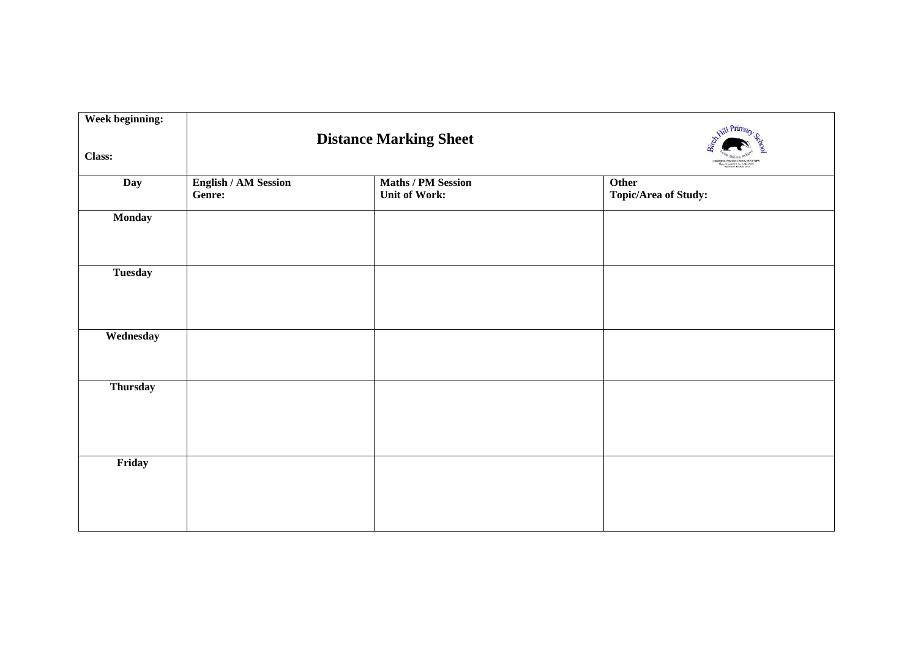| Week beginning:<br><br>Class: | **Distance Marking Sheet** | | |
|---|---|---|---|
| **Day** | **English / AM Session**<br>**Genre:** | **Maths / PM Session**<br>**Unit of Work:** | **Other**<br>**Topic/Area of Study:** |
| **Monday** | | | |
| **Tuesday** | | | |
| **Wednesday** | | | |
| **Thursday** | | | |
| **Friday** | | | |